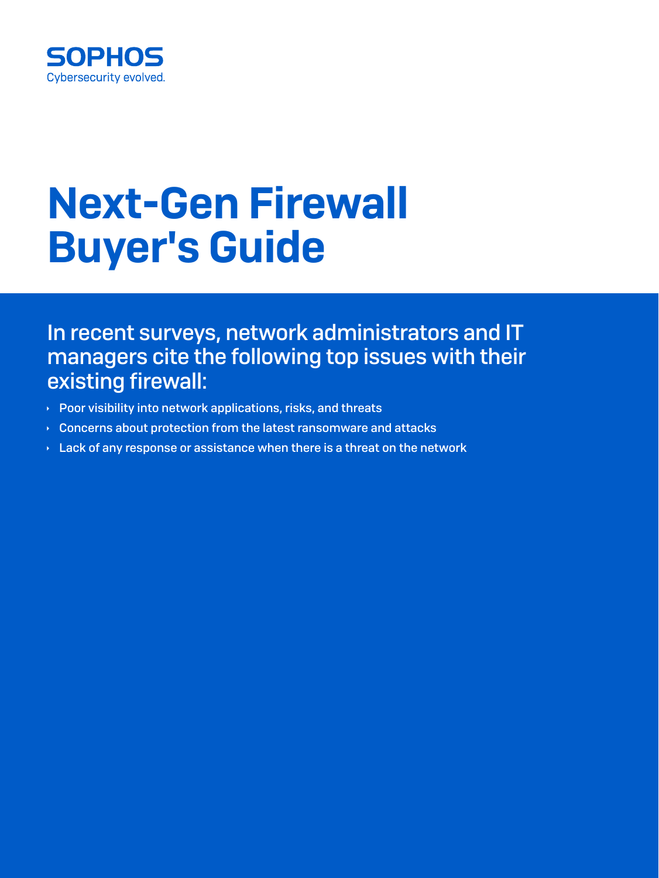SOPHOS

Cybersecurity evolved.

# Next-Gen Firewall Buyer's Guide

## In recent surveys, network administrators and IT managers cite the following top issues with their existing firewall:

- Poor visibility into network applications, risks, and threats
- Concerns about protection from the latest ransomware and attacks
- Lack of any response or assistance when there is a threat on the network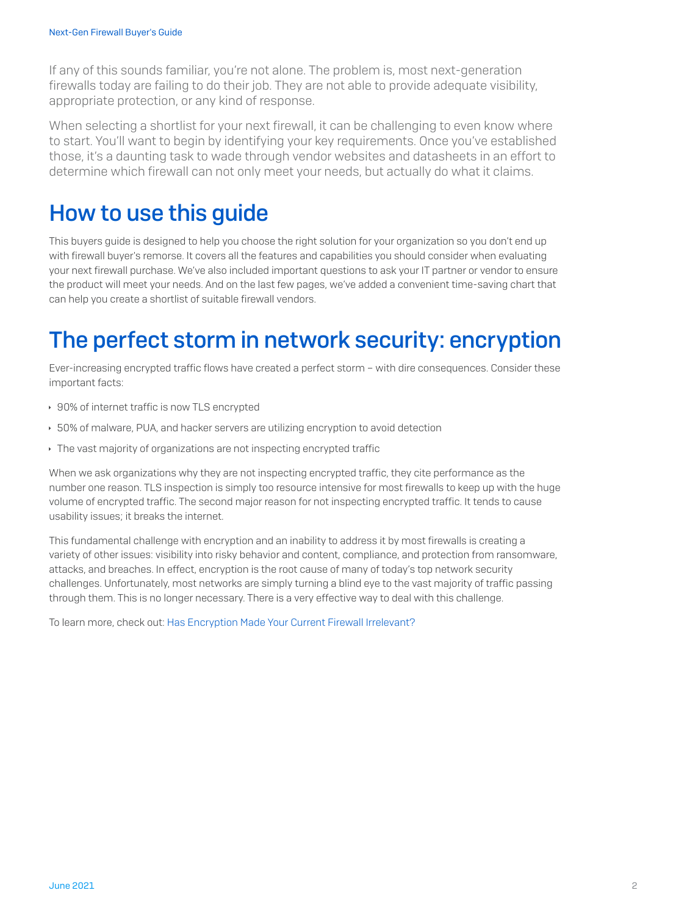If any of this sounds familiar, you're not alone. The problem is, most next-generation firewalls today are failing to do their job. They are not able to provide adequate visibility, appropriate protection, or any kind of response.

When selecting a shortlist for your next firewall, it can be challenging to even know where to start. You'll want to begin by identifying your key requirements. Once you've established those, it's a daunting task to wade through vendor websites and datasheets in an effort to determine which firewall can not only meet your needs, but actually do what it claims.

## How to use this guide

This buyers guide is designed to help you choose the right solution for your organization so you don't end up with firewall buyer's remorse. It covers all the features and capabilities you should consider when evaluating your next firewall purchase. We've also included important questions to ask your IT partner or vendor to ensure the product will meet your needs. And on the last few pages, we've added a convenient time-saving chart that can help you create a shortlist of suitable firewall vendors.

## The perfect storm in network security: encryption

Ever-increasing encrypted traffic flows have created a perfect storm – with dire consequences. Consider these important facts:

- 90% of internet traffic is now TLS encrypted
- 50% of malware, PUA, and hacker servers are utilizing encryption to avoid detection
- The vast majority of organizations are not inspecting encrypted traffic

When we ask organizations why they are not inspecting encrypted traffic, they cite performance as the number one reason. TLS inspection is simply too resource intensive for most firewalls to keep up with the huge volume of encrypted traffic. The second major reason for not inspecting encrypted traffic. It tends to cause usability issues; it breaks the internet.

This fundamental challenge with encryption and an inability to address it by most firewalls is creating a variety of other issues: visibility into risky behavior and content, compliance, and protection from ransomware, attacks, and breaches. In effect, encryption is the root cause of many of today's top network security challenges. Unfortunately, most networks are simply turning a blind eye to the vast majority of traffic passing through them. This is no longer necessary. There is a very effective way to deal with this challenge.

To learn more, check out: Has Encryption Made Your Current Firewall Irrelevant?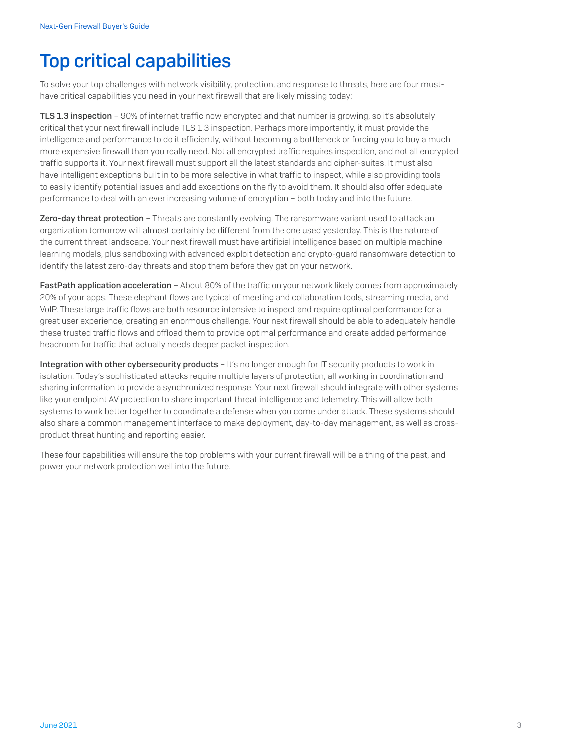# Top critical capabilities

To solve your top challenges with network visibility, protection, and response to threats, here are four must-have critical capabilities you need in your next firewall that are likely missing today:

**TLS 1.3 inspection** – 90% of internet traffic now encrypted and that number is growing, so it's absolutely critical that your next firewall include TLS 1.3 inspection. Perhaps more importantly, it must provide the intelligence and performance to do it efficiently, without becoming a bottleneck or forcing you to buy a much more expensive firewall than you really need. Not all encrypted traffic requires inspection, and not all encrypted traffic supports it. Your next firewall must support all the latest standards and cipher-suites. It must also have intelligent exceptions built in to be more selective in what traffic to inspect, while also providing tools to easily identify potential issues and add exceptions on the fly to avoid them. It should also offer adequate performance to deal with an ever increasing volume of encryption – both today and into the future.

**Zero-day threat protection** – Threats are constantly evolving. The ransomware variant used to attack an organization tomorrow will almost certainly be different from the one used yesterday. This is the nature of the current threat landscape. Your next firewall must have artificial intelligence based on multiple machine learning models, plus sandboxing with advanced exploit detection and crypto-guard ransomware detection to identify the latest zero-day threats and stop them before they get on your network.

**FastPath application acceleration** – About 80% of the traffic on your network likely comes from approximately 20% of your apps. These elephant flows are typical of meeting and collaboration tools, streaming media, and VoIP. These large traffic flows are both resource intensive to inspect and require optimal performance for a great user experience, creating an enormous challenge. Your next firewall should be able to adequately handle these trusted traffic flows and offload them to provide optimal performance and create added performance headroom for traffic that actually needs deeper packet inspection.

**Integration with other cybersecurity products** – It's no longer enough for IT security products to work in isolation. Today's sophisticated attacks require multiple layers of protection, all working in coordination and sharing information to provide a synchronized response. Your next firewall should integrate with other systems like your endpoint AV protection to share important threat intelligence and telemetry. This will allow both systems to work better together to coordinate a defense when you come under attack. These systems should also share a common management interface to make deployment, day-to-day management, as well as cross-product threat hunting and reporting easier.

These four capabilities will ensure the top problems with your current firewall will be a thing of the past, and power your network protection well into the future.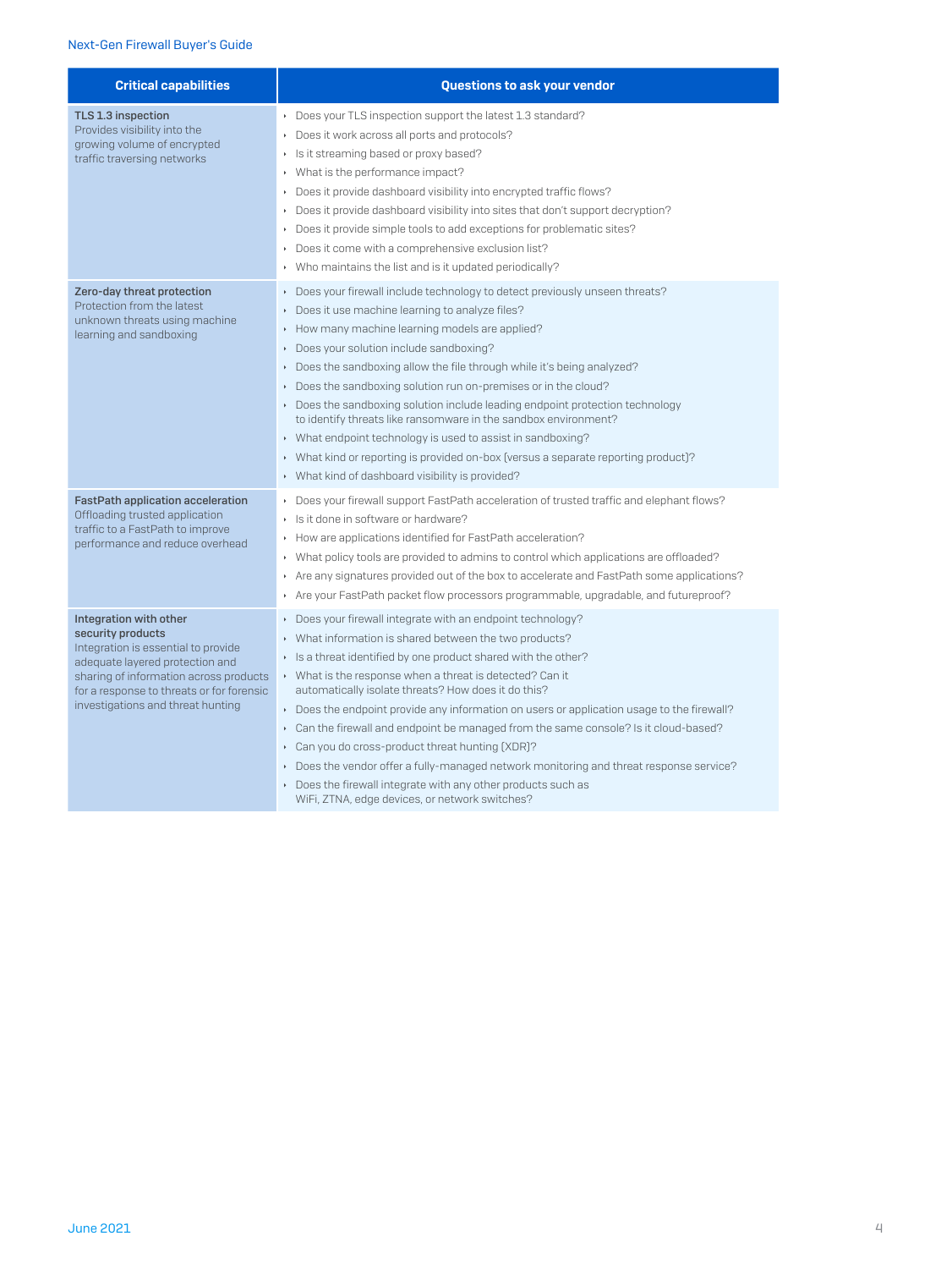| Critical capabilities | Questions to ask your vendor |
| --- | --- |
| **TLS 1.3 inspection**<br>Provides visibility into the growing volume of encrypted traffic traversing networks | • Does your TLS inspection support the latest 1.3 standard?<br>• Does it work across all ports and protocols?<br>• Is it streaming based or proxy based?<br>• What is the performance impact?<br>• Does it provide dashboard visibility into encrypted traffic flows?<br>• Does it provide dashboard visibility into sites that don't support decryption?<br>• Does it provide simple tools to add exceptions for problematic sites?<br>• Does it come with a comprehensive exclusion list?<br>• Who maintains the list and is it updated periodically? |
| **Zero-day threat protection**<br>Protection from the latest unknown threats using machine learning and sandboxing | • Does your firewall include technology to detect previously unseen threats?<br>• Does it use machine learning to analyze files?<br>• How many machine learning models are applied?<br>• Does your solution include sandboxing?<br>• Does the sandboxing allow the file through while it's being analyzed?<br>• Does the sandboxing solution run on-premises or in the cloud?<br>• Does the sandboxing solution include leading endpoint protection technology to identify threats like ransomware in the sandbox environment?<br>• What endpoint technology is used to assist in sandboxing?<br>• What kind or reporting is provided on-box (versus a separate reporting product)?<br>• What kind of dashboard visibility is provided? |
| **FastPath application acceleration**<br>Offloading trusted application traffic to a FastPath to improve performance and reduce overhead | • Does your firewall support FastPath acceleration of trusted traffic and elephant flows?<br>• Is it done in software or hardware?<br>• How are applications identified for FastPath acceleration?<br>• What policy tools are provided to admins to control which applications are offloaded?<br>• Are any signatures provided out of the box to accelerate and FastPath some applications?<br>• Are your FastPath packet flow processors programmable, upgradable, and futureproof? |
| **Integration with other security products**<br>Integration is essential to provide adequate layered protection and sharing of information across products for a response to threats or for forensic investigations and threat hunting | • Does your firewall integrate with an endpoint technology?<br>• What information is shared between the two products?<br>• Is a threat identified by one product shared with the other?<br>• What is the response when a threat is detected? Can it automatically isolate threats? How does it do this?<br>• Does the endpoint provide any information on users or application usage to the firewall?<br>• Can the firewall and endpoint be managed from the same console? Is it cloud-based?<br>• Can you do cross-product threat hunting (XDR)?<br>• Does the vendor offer a fully-managed network monitoring and threat response service?<br>• Does the firewall integrate with any other products such as WiFi, ZTNA, edge devices, or network switches? |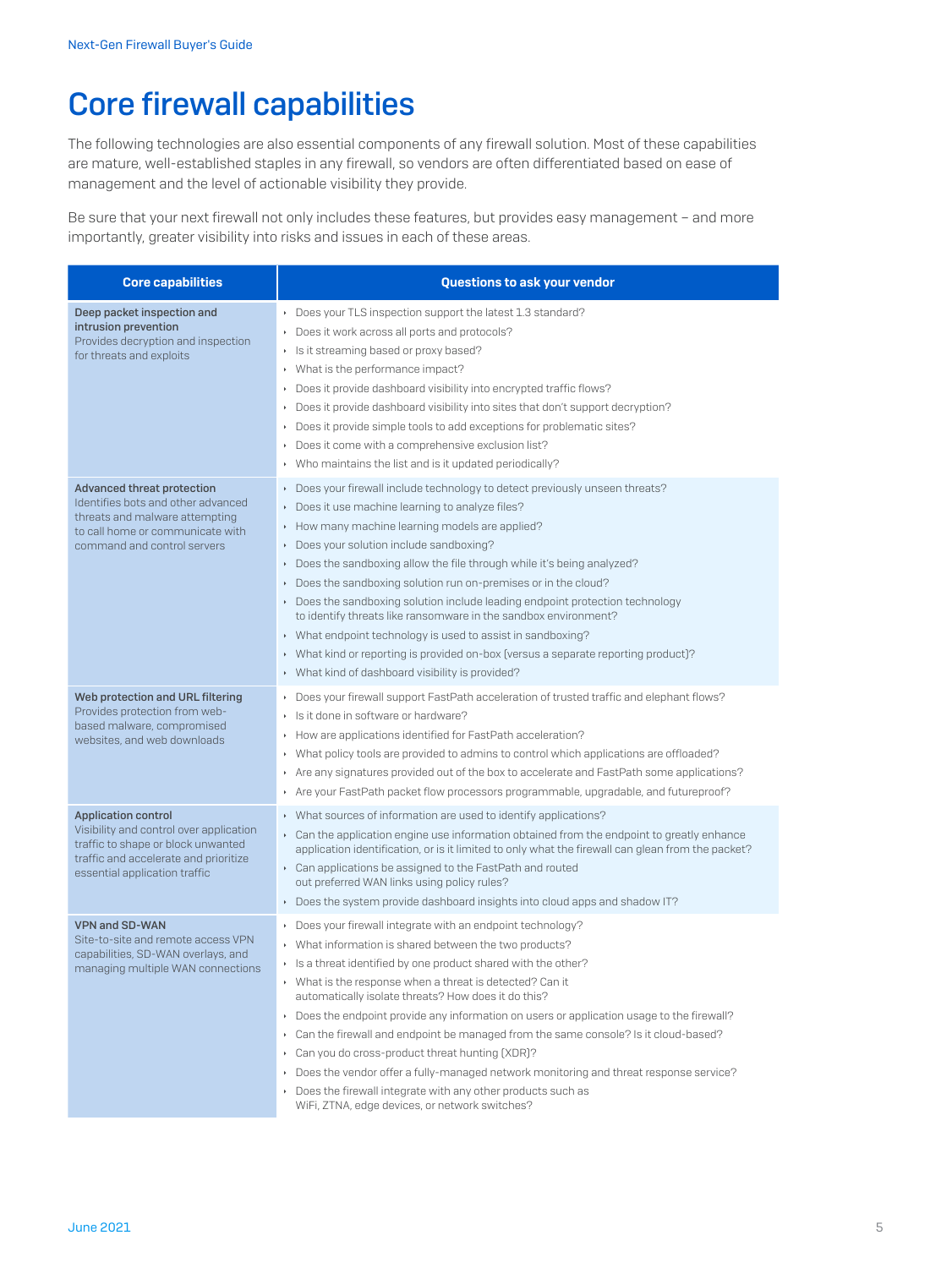# Core firewall capabilities

The following technologies are also essential components of any firewall solution. Most of these capabilities are mature, well-established staples in any firewall, so vendors are often differentiated based on ease of management and the level of actionable visibility they provide.

Be sure that your next firewall not only includes these features, but provides easy management – and more importantly, greater visibility into risks and issues in each of these areas.

| Core capabilities | Questions to ask your vendor |
|---|---|
| **Deep packet inspection and intrusion prevention**<br>Provides decryption and inspection for threats and exploits | • Does your TLS inspection support the latest 1.3 standard?<br>• Does it work across all ports and protocols?<br>• Is it streaming based or proxy based?<br>• What is the performance impact?<br>• Does it provide dashboard visibility into encrypted traffic flows?<br>• Does it provide dashboard visibility into sites that don't support decryption?<br>• Does it provide simple tools to add exceptions for problematic sites?<br>• Does it come with a comprehensive exclusion list?<br>• Who maintains the list and is it updated periodically? |
| **Advanced threat protection**<br>Identifies bots and other advanced threats and malware attempting to call home or communicate with command and control servers | • Does your firewall include technology to detect previously unseen threats?<br>• Does it use machine learning to analyze files?<br>• How many machine learning models are applied?<br>• Does your solution include sandboxing?<br>• Does the sandboxing allow the file through while it's being analyzed?<br>• Does the sandboxing solution run on-premises or in the cloud?<br>• Does the sandboxing solution include leading endpoint protection technology to identify threats like ransomware in the sandbox environment?<br>• What endpoint technology is used to assist in sandboxing?<br>• What kind or reporting is provided on-box (versus a separate reporting product)?<br>• What kind of dashboard visibility is provided? |
| **Web protection and URL filtering**<br>Provides protection from web-based malware, compromised websites, and web downloads | • Does your firewall support FastPath acceleration of trusted traffic and elephant flows?<br>• Is it done in software or hardware?<br>• How are applications identified for FastPath acceleration?<br>• What policy tools are provided to admins to control which applications are offloaded?<br>• Are any signatures provided out of the box to accelerate and FastPath some applications?<br>• Are your FastPath packet flow processors programmable, upgradable, and futureproof? |
| **Application control**<br>Visibility and control over application traffic to shape or block unwanted traffic and accelerate and prioritize essential application traffic | • What sources of information are used to identify applications?<br>• Can the application engine use information obtained from the endpoint to greatly enhance application identification, or is it limited to only what the firewall can glean from the packet?<br>• Can applications be assigned to the FastPath and routed out preferred WAN links using policy rules?<br>• Does the system provide dashboard insights into cloud apps and shadow IT? |
| **VPN and SD-WAN**<br>Site-to-site and remote access VPN capabilities, SD-WAN overlays, and managing multiple WAN connections | • Does your firewall integrate with an endpoint technology?<br>• What information is shared between the two products?<br>• Is a threat identified by one product shared with the other?<br>• What is the response when a threat is detected? Can it automatically isolate threats? How does it do this?<br>• Does the endpoint provide any information on users or application usage to the firewall?<br>• Can the firewall and endpoint be managed from the same console? Is it cloud-based?<br>• Can you do cross-product threat hunting (XDR)?<br>• Does the vendor offer a fully-managed network monitoring and threat response service?<br>• Does the firewall integrate with any other products such as WiFi, ZTNA, edge devices, or network switches? |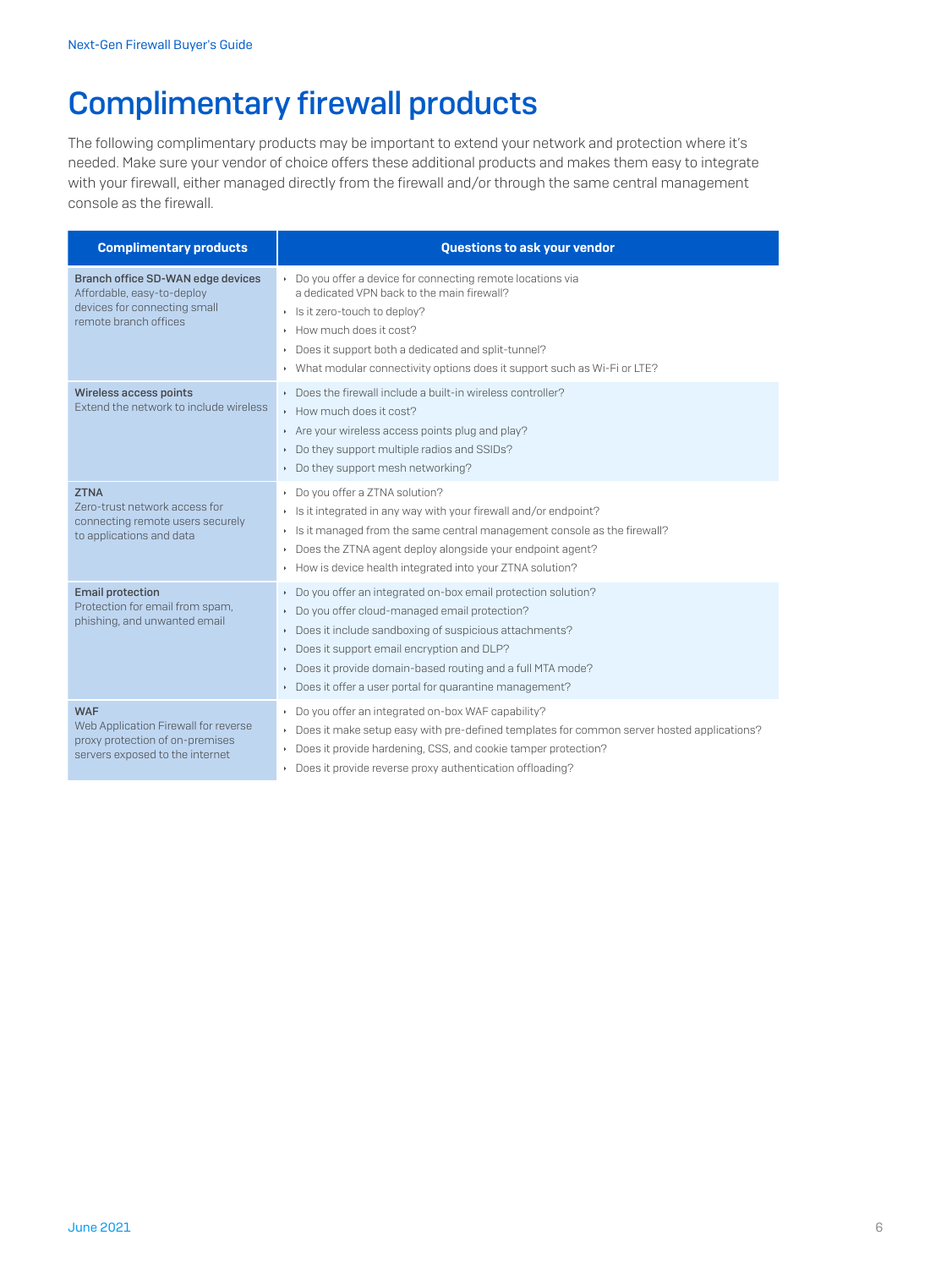# Complimentary firewall products

The following complimentary products may be important to extend your network and protection where it's needed. Make sure your vendor of choice offers these additional products and makes them easy to integrate with your firewall, either managed directly from the firewall and/or through the same central management console as the firewall.

| Complimentary products | Questions to ask your vendor |
|---|---|
| **Branch office SD-WAN edge devices**<br>Affordable, easy-to-deploy devices for connecting small remote branch offices | • Do you offer a device for connecting remote locations via a dedicated VPN back to the main firewall?<br>• Is it zero-touch to deploy?<br>• How much does it cost?<br>• Does it support both a dedicated and split-tunnel?<br>• What modular connectivity options does it support such as Wi-Fi or LTE? |
| **Wireless access points**<br>Extend the network to include wireless | • Does the firewall include a built-in wireless controller?<br>• How much does it cost?<br>• Are your wireless access points plug and play?<br>• Do they support multiple radios and SSIDs?<br>• Do they support mesh networking? |
| **ZTNA**<br>Zero-trust network access for connecting remote users securely to applications and data | • Do you offer a ZTNA solution?<br>• Is it integrated in any way with your firewall and/or endpoint?<br>• Is it managed from the same central management console as the firewall?<br>• Does the ZTNA agent deploy alongside your endpoint agent?<br>• How is device health integrated into your ZTNA solution? |
| **Email protection**<br>Protection for email from spam, phishing, and unwanted email | • Do you offer an integrated on-box email protection solution?<br>• Do you offer cloud-managed email protection?<br>• Does it include sandboxing of suspicious attachments?<br>• Does it support email encryption and DLP?<br>• Does it provide domain-based routing and a full MTA mode?<br>• Does it offer a user portal for quarantine management? |
| **WAF**<br>Web Application Firewall for reverse proxy protection of on-premises servers exposed to the internet | • Do you offer an integrated on-box WAF capability?<br>• Does it make setup easy with pre-defined templates for common server hosted applications?<br>• Does it provide hardening, CSS, and cookie tamper protection?<br>• Does it provide reverse proxy authentication offloading? |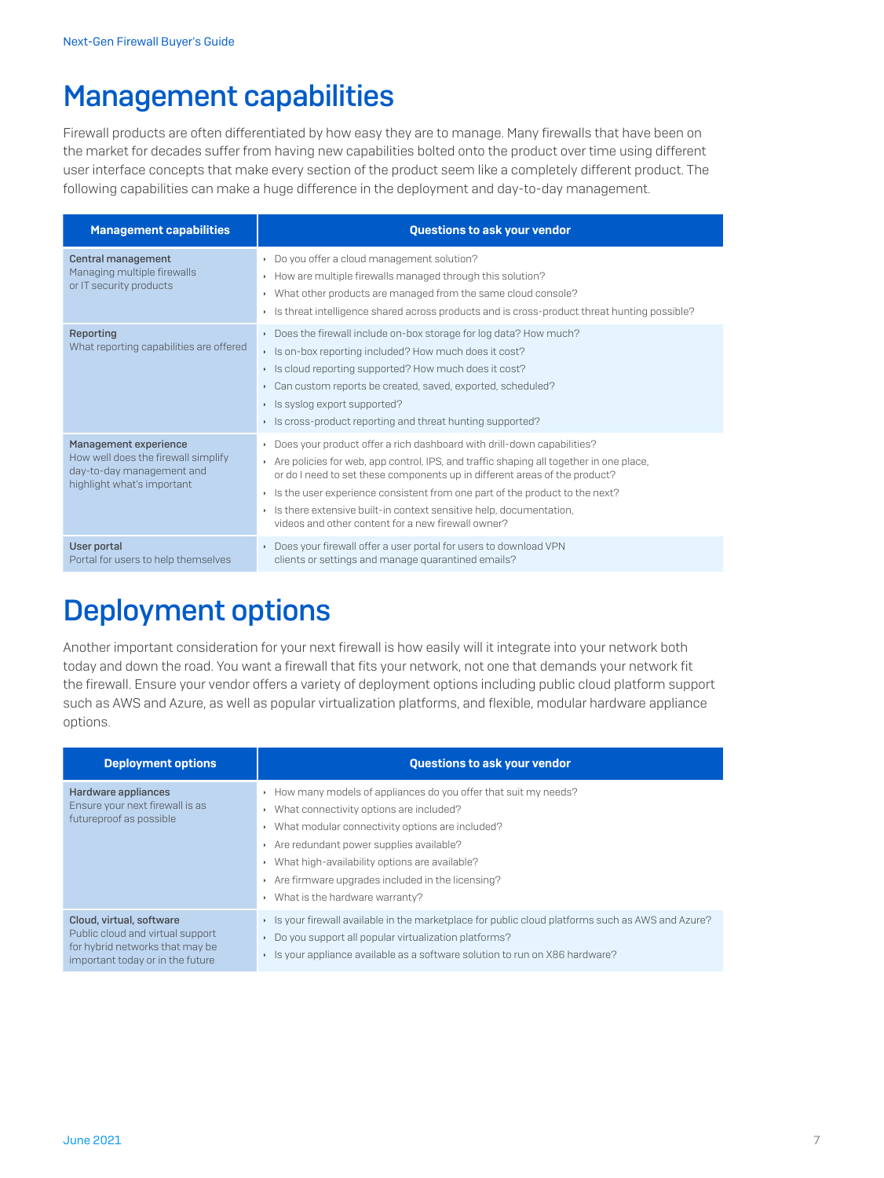# Management capabilities

Firewall products are often differentiated by how easy they are to manage. Many firewalls that have been on the market for decades suffer from having new capabilities bolted onto the product over time using different user interface concepts that make every section of the product seem like a completely different product. The following capabilities can make a huge difference in the deployment and day-to-day management.

| Management capabilities | Questions to ask your vendor |
|---|---|
| **Central management**<br>Managing multiple firewalls or IT security products | • Do you offer a cloud management solution?<br>• How are multiple firewalls managed through this solution?<br>• What other products are managed from the same cloud console?<br>• Is threat intelligence shared across products and is cross-product threat hunting possible? |
| **Reporting**<br>What reporting capabilities are offered | • Does the firewall include on-box storage for log data? How much?<br>• Is on-box reporting included? How much does it cost?<br>• Is cloud reporting supported? How much does it cost?<br>• Can custom reports be created, saved, exported, scheduled?<br>• Is syslog export supported?<br>• Is cross-product reporting and threat hunting supported? |
| **Management experience**<br>How well does the firewall simplify day-to-day management and highlight what's important | • Does your product offer a rich dashboard with drill-down capabilities?<br>• Are policies for web, app control, IPS, and traffic shaping all together in one place, or do I need to set these components up in different areas of the product?<br>• Is the user experience consistent from one part of the product to the next?<br>• Is there extensive built-in context sensitive help, documentation, videos and other content for a new firewall owner? |
| **User portal**<br>Portal for users to help themselves | • Does your firewall offer a user portal for users to download VPN clients or settings and manage quarantined emails? |

# Deployment options

Another important consideration for your next firewall is how easily will it integrate into your network both today and down the road. You want a firewall that fits your network, not one that demands your network fit the firewall. Ensure your vendor offers a variety of deployment options including public cloud platform support such as AWS and Azure, as well as popular virtualization platforms, and flexible, modular hardware appliance options.

| Deployment options | Questions to ask your vendor |
|---|---|
| **Hardware appliances**<br>Ensure your next firewall is as futureproof as possible | • How many models of appliances do you offer that suit my needs?<br>• What connectivity options are included?<br>• What modular connectivity options are included?<br>• Are redundant power supplies available?<br>• What high-availability options are available?<br>• Are firmware upgrades included in the licensing?<br>• What is the hardware warranty? |
| **Cloud, virtual, software**<br>Public cloud and virtual support for hybrid networks that may be important today or in the future | • Is your firewall available in the marketplace for public cloud platforms such as AWS and Azure?<br>• Do you support all popular virtualization platforms?<br>• Is your appliance available as a software solution to run on X86 hardware? |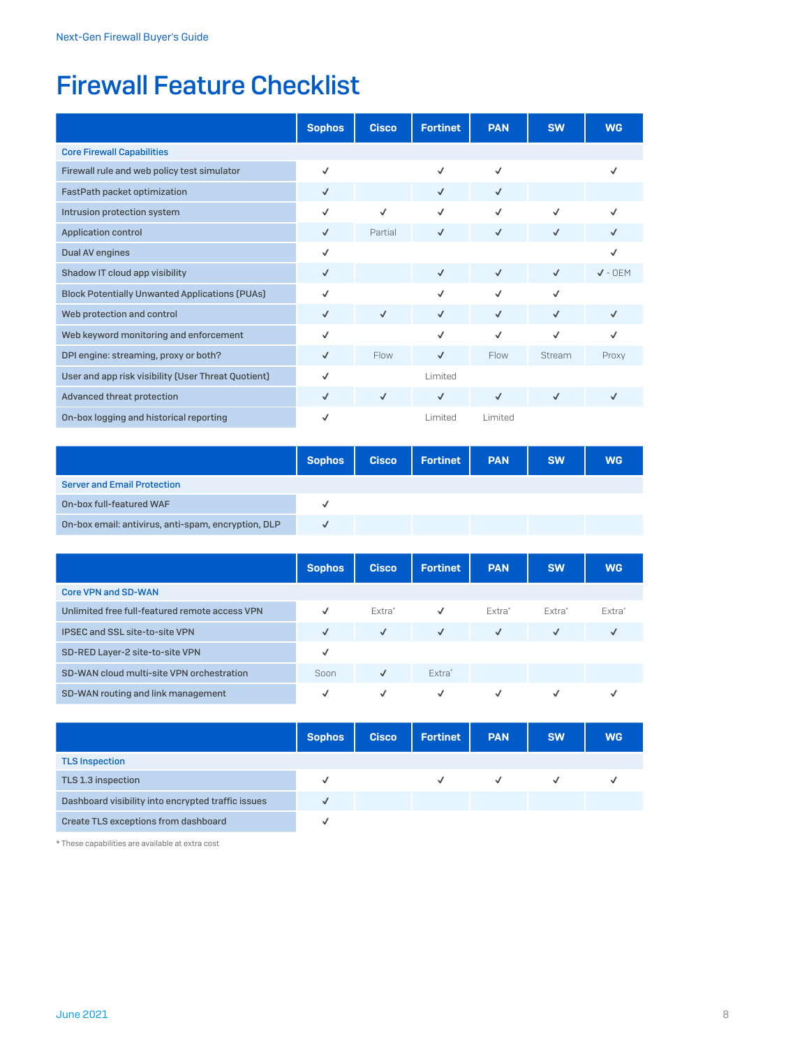# Firewall Feature Checklist

| | Sophos | Cisco | Fortinet | PAN | SW | WG |
|---|---|---|---|---|---|---|
| **Core Firewall Capabilities** | | | | | | |
| Firewall rule and web policy test simulator | ✓ | | ✓ | ✓ | | ✓ |
| FastPath packet optimization | ✓ | | ✓ | ✓ | | |
| Intrusion protection system | ✓ | ✓ | ✓ | ✓ | ✓ | ✓ |
| Application control | ✓ | Partial | ✓ | ✓ | ✓ | ✓ |
| Dual AV engines | ✓ | | | | | ✓ |
| Shadow IT cloud app visibility | ✓ | | ✓ | ✓ | ✓ | ✓ - OEM |
| Block Potentially Unwanted Applications (PUAs) | ✓ | | ✓ | ✓ | ✓ | |
| Web protection and control | ✓ | ✓ | ✓ | ✓ | ✓ | ✓ |
| Web keyword monitoring and enforcement | ✓ | | ✓ | ✓ | ✓ | ✓ |
| DPI engine: streaming, proxy or both? | ✓ | Flow | ✓ | Flow | Stream | Proxy |
| User and app risk visibility (User Threat Quotient) | ✓ | | Limited | | | |
| Advanced threat protection | ✓ | ✓ | ✓ | ✓ | ✓ | ✓ |
| On-box logging and historical reporting | ✓ | | Limited | Limited | | |

| | Sophos | Cisco | Fortinet | PAN | SW | WG |
|---|---|---|---|---|---|---|
| **Server and Email Protection** | | | | | | |
| On-box full-featured WAF | ✓ | | | | | |
| On-box email: antivirus, anti-spam, encryption, DLP | ✓ | | | | | |

| | Sophos | Cisco | Fortinet | PAN | SW | WG |
|---|---|---|---|---|---|---|
| **Core VPN and SD-WAN** | | | | | | |
| Unlimited free full-featured remote access VPN | ✓ | Extra* | ✓ | Extra* | Extra* | Extra* |
| IPSEC and SSL site-to-site VPN | ✓ | ✓ | ✓ | ✓ | ✓ | ✓ |
| SD-RED Layer-2 site-to-site VPN | ✓ | | | | | |
| SD-WAN cloud multi-site VPN orchestration | Soon | ✓ | Extra* | | | |
| SD-WAN routing and link management | ✓ | ✓ | ✓ | ✓ | ✓ | ✓ |

| | Sophos | Cisco | Fortinet | PAN | SW | WG |
|---|---|---|---|---|---|---|
| **TLS Inspection** | | | | | | |
| TLS 1.3 inspection | ✓ | | ✓ | ✓ | ✓ | ✓ |
| Dashboard visibility into encrypted traffic issues | ✓ | | | | | |
| Create TLS exceptions from dashboard | ✓ | | | | | |

* These capabilities are available at extra cost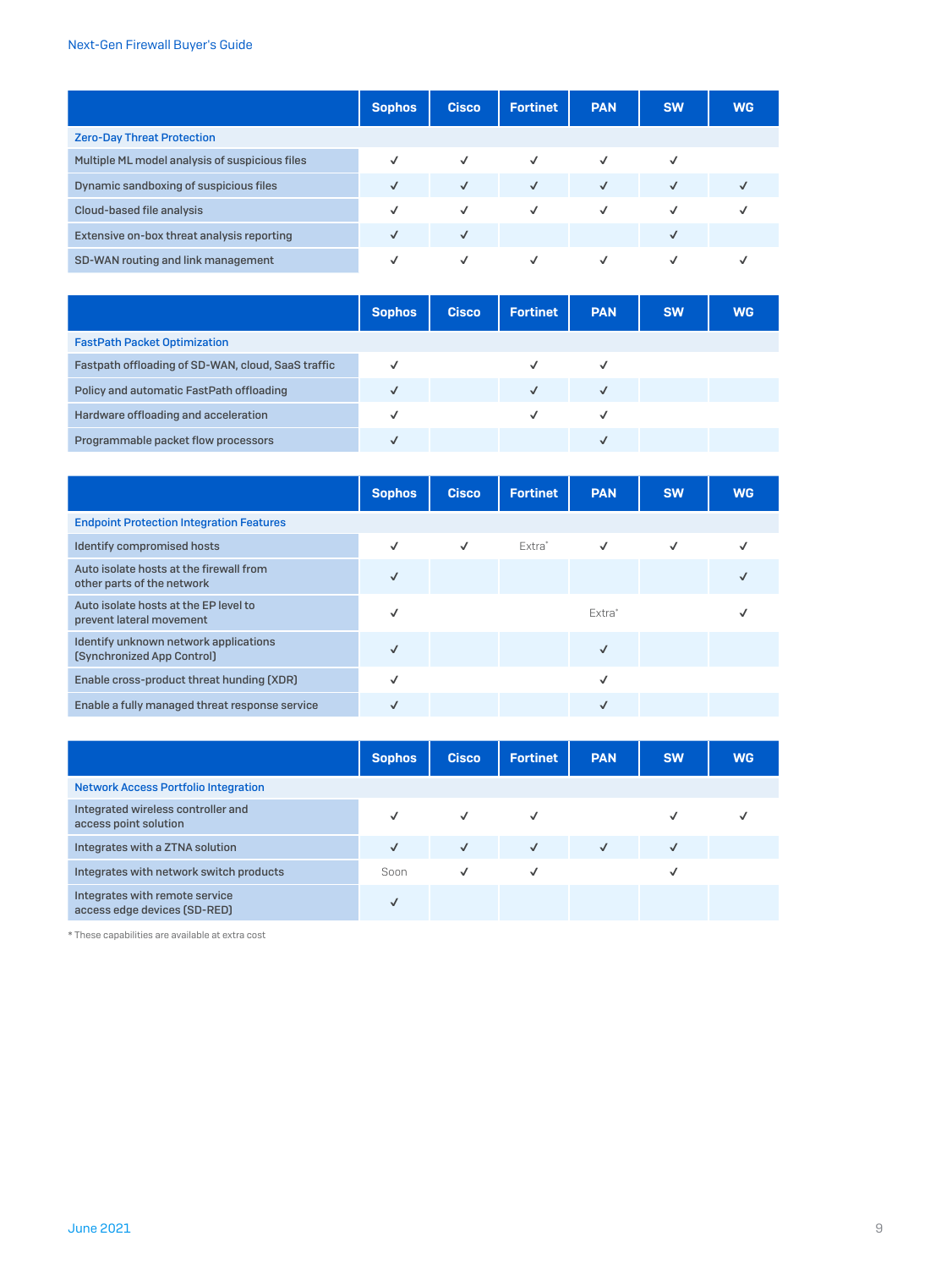| | Sophos | Cisco | Fortinet | PAN | SW | WG |
|---|---|---|---|---|---|---|
| **Zero-Day Threat Protection** | | | | | | |
| Multiple ML model analysis of suspicious files | ✓ | ✓ | ✓ | ✓ | ✓ | |
| Dynamic sandboxing of suspicious files | ✓ | ✓ | ✓ | ✓ | ✓ | ✓ |
| Cloud-based file analysis | ✓ | ✓ | ✓ | ✓ | ✓ | ✓ |
| Extensive on-box threat analysis reporting | ✓ | ✓ | | | ✓ | |
| SD-WAN routing and link management | ✓ | ✓ | ✓ | ✓ | ✓ | ✓ |

| | Sophos | Cisco | Fortinet | PAN | SW | WG |
|---|---|---|---|---|---|---|
| **FastPath Packet Optimization** | | | | | | |
| Fastpath offloading of SD-WAN, cloud, SaaS traffic | ✓ | | ✓ | ✓ | | |
| Policy and automatic FastPath offloading | ✓ | | ✓ | ✓ | | |
| Hardware offloading and acceleration | ✓ | | ✓ | ✓ | | |
| Programmable packet flow processors | ✓ | | | ✓ | | |

| | Sophos | Cisco | Fortinet | PAN | SW | WG |
|---|---|---|---|---|---|---|
| **Endpoint Protection Integration Features** | | | | | | |
| Identify compromised hosts | ✓ | ✓ | Extra* | ✓ | ✓ | ✓ |
| Auto isolate hosts at the firewall from other parts of the network | ✓ | | | | | ✓ |
| Auto isolate hosts at the EP level to prevent lateral movement | ✓ | | | Extra* | | ✓ |
| Identify unknown network applications (Synchronized App Control) | ✓ | | | ✓ | | |
| Enable cross-product threat hunding (XDR) | ✓ | | | ✓ | | |
| Enable a fully managed threat response service | ✓ | | | ✓ | | |

| | Sophos | Cisco | Fortinet | PAN | SW | WG |
|---|---|---|---|---|---|---|
| **Network Access Portfolio Integration** | | | | | | |
| Integrated wireless controller and access point solution | ✓ | ✓ | ✓ | | ✓ | ✓ |
| Integrates with a ZTNA solution | ✓ | ✓ | ✓ | ✓ | ✓ | |
| Integrates with network switch products | Soon | ✓ | ✓ | | ✓ | |
| Integrates with remote service access edge devices (SD-RED) | ✓ | | | | | |

* These capabilities are available at extra cost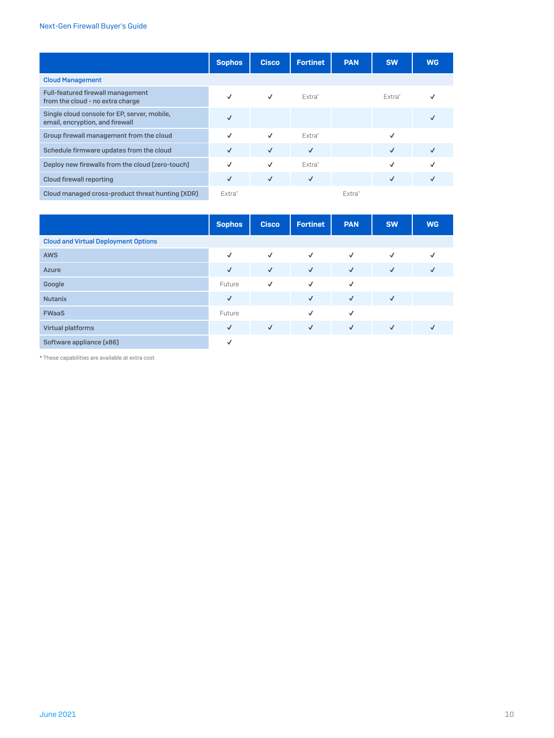| | Sophos | Cisco | Fortinet | PAN | SW | WG |
|---|---|---|---|---|---|---|
| **Cloud Management** | | | | | | |
| Full-featured firewall management from the cloud - no extra charge | ✓ | ✓ | Extra* | | Extra* | ✓ |
| Single cloud console for EP, server, mobile, email, encryption, and firewall | ✓ | | | | | ✓ |
| Group firewall management from the cloud | ✓ | ✓ | Extra* | | ✓ | |
| Schedule firmware updates from the cloud | ✓ | ✓ | ✓ | | ✓ | ✓ |
| Deploy new firewalls from the cloud (zero-touch) | ✓ | ✓ | Extra* | | ✓ | ✓ |
| Cloud firewall reporting | ✓ | ✓ | ✓ | | ✓ | ✓ |
| Cloud managed cross-product threat hunting (XDR) | Extra* | | | Extra* | | |

| | Sophos | Cisco | Fortinet | PAN | SW | WG |
|---|---|---|---|---|---|---|
| **Cloud and Virtual Deployment Options** | | | | | | |
| AWS | ✓ | ✓ | ✓ | ✓ | ✓ | ✓ |
| Azure | ✓ | ✓ | ✓ | ✓ | ✓ | ✓ |
| Google | Future | ✓ | ✓ | ✓ | | |
| Nutanix | ✓ | | ✓ | ✓ | ✓ | |
| FWaaS | Future | | ✓ | ✓ | | |
| Virtual platforms | ✓ | ✓ | ✓ | ✓ | ✓ | ✓ |
| Software appliance (x86) | ✓ | | | | | |

* These capabilities are available at extra cost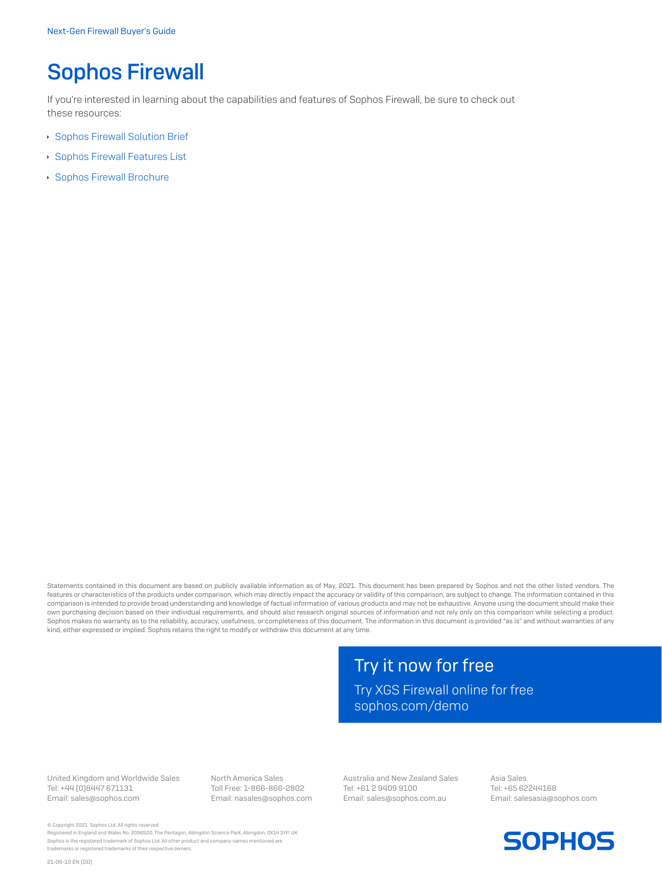# Sophos Firewall

If you're interested in learning about the capabilities and features of Sophos Firewall, be sure to check out these resources:

- Sophos Firewall Solution Brief
- Sophos Firewall Features List
- Sophos Firewall Brochure

Statements contained in this document are based on publicly available information as of May, 2021. This document has been prepared by Sophos and not the other listed vendors. The features or characteristics of the products under comparison, which may directly impact the accuracy or validity of this comparison, are subject to change. The information contained in this comparison is intended to provide broad understanding and knowledge of factual information of various products and may not be exhaustive. Anyone using the document should make their own purchasing decision based on their individual requirements, and should also research original sources of information and not rely only on this comparison while selecting a product. Sophos makes no warranty as to the reliability, accuracy, usefulness, or completeness of this document. The information in this document is provided "as is" and without warranties of any kind, either expressed or implied. Sophos retains the right to modify or withdraw this document at any time.

## Try it now for free

Try XGS Firewall online for free
sophos.com/demo

United Kingdom and Worldwide Sales
Tel: +44 (0)8447 671131
Email: sales@sophos.com

North America Sales
Toll Free: 1-866-866-2802
Email: nasales@sophos.com

Australia and New Zealand Sales
Tel: +61 2 9409 9100
Email: sales@sophos.com.au

Asia Sales
Tel: +65 62244168
Email: salesasia@sophos.com

© Copyright 2021. Sophos Ltd. All rights reserved.
Registered in England and Wales No. 2096520, The Pentagon, Abingdon Science Park, Abingdon, OX14 3YP, UK
Sophos is the registered trademark of Sophos Ltd. All other product and company names mentioned are trademarks or registered trademarks of their respective owners.

SOPHOS

21-06-10 EN (DD)